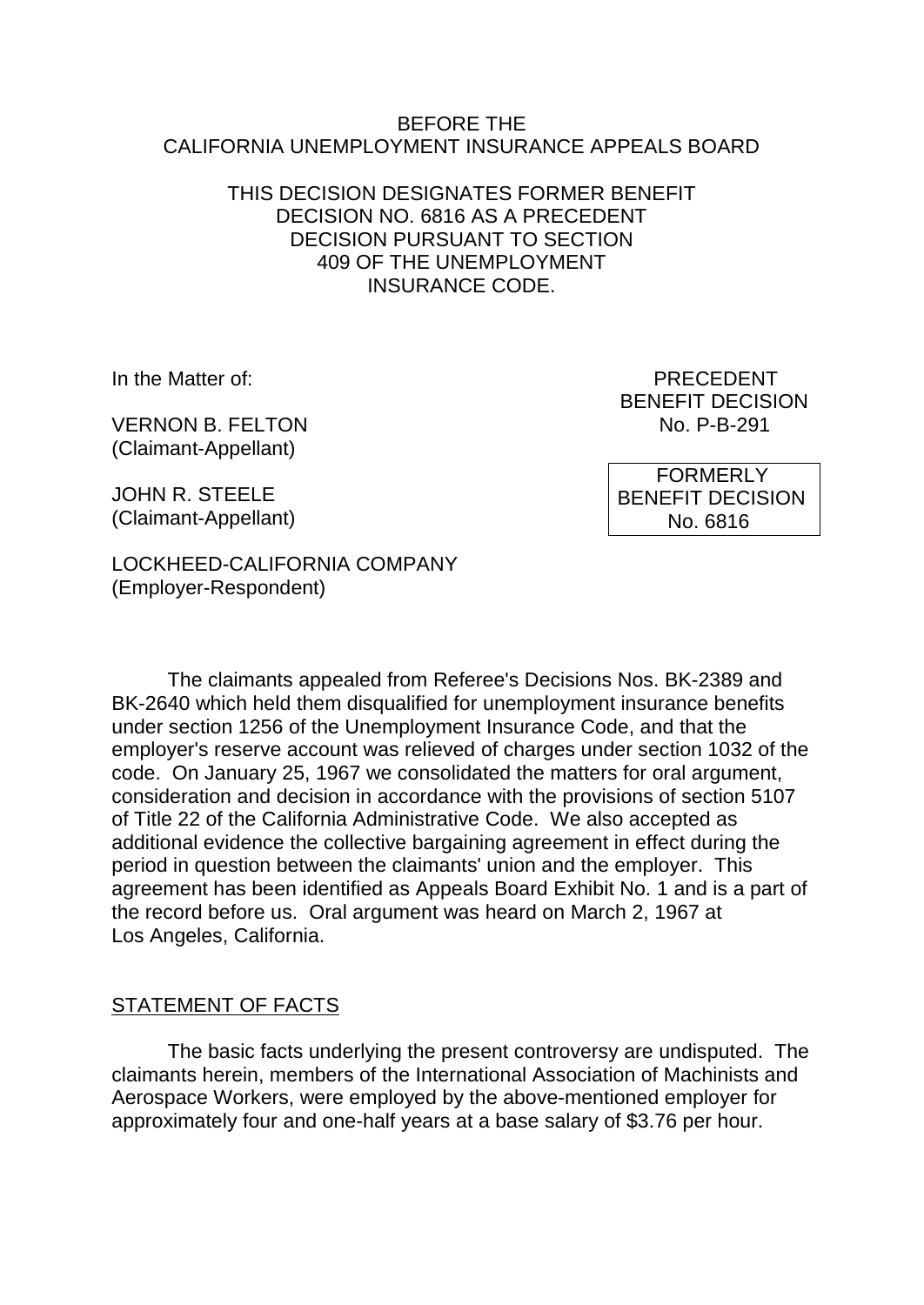BEFORE THE
CALIFORNIA UNEMPLOYMENT INSURANCE APPEALS BOARD

THIS DECISION DESIGNATES FORMER BENEFIT DECISION NO. 6816 AS A PRECEDENT DECISION PURSUANT TO SECTION 409 OF THE UNEMPLOYMENT INSURANCE CODE.

In the Matter of:

VERNON B. FELTON
(Claimant-Appellant)

JOHN R. STEELE
(Claimant-Appellant)

LOCKHEED-CALIFORNIA COMPANY
(Employer-Respondent)

PRECEDENT
BENEFIT DECISION
No. P-B-291

FORMERLY
BENEFIT DECISION
No. 6816

The claimants appealed from Referee's Decisions Nos. BK-2389 and BK-2640 which held them disqualified for unemployment insurance benefits under section 1256 of the Unemployment Insurance Code, and that the employer's reserve account was relieved of charges under section 1032 of the code. On January 25, 1967 we consolidated the matters for oral argument, consideration and decision in accordance with the provisions of section 5107 of Title 22 of the California Administrative Code. We also accepted as additional evidence the collective bargaining agreement in effect during the period in question between the claimants' union and the employer. This agreement has been identified as Appeals Board Exhibit No. 1 and is a part of the record before us. Oral argument was heard on March 2, 1967 at Los Angeles, California.

## STATEMENT OF FACTS

The basic facts underlying the present controversy are undisputed. The claimants herein, members of the International Association of Machinists and Aerospace Workers, were employed by the above-mentioned employer for approximately four and one-half years at a base salary of $3.76 per hour.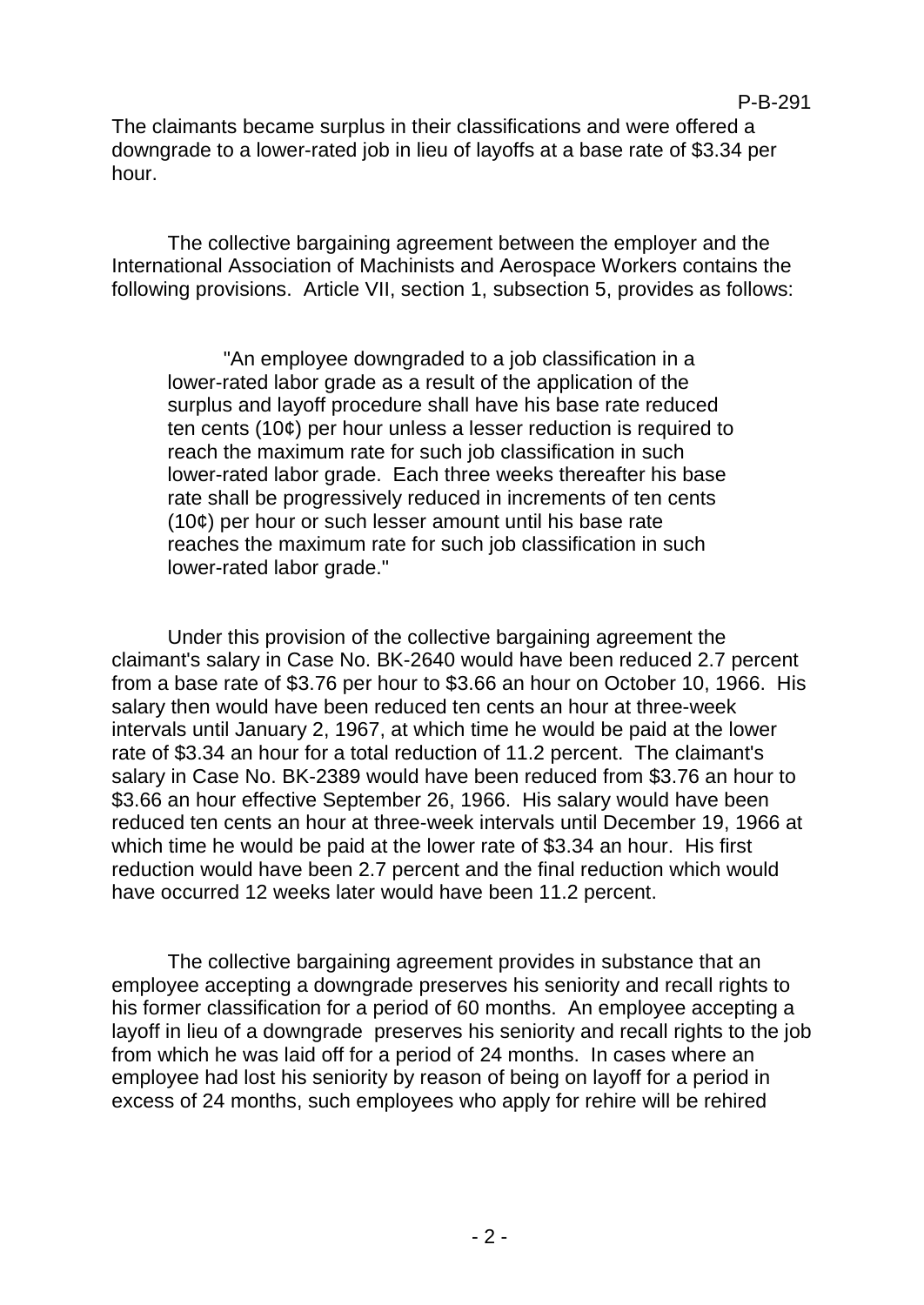The claimants became surplus in their classifications and were offered a downgrade to a lower-rated job in lieu of layoffs at a base rate of $3.34 per hour.

The collective bargaining agreement between the employer and the International Association of Machinists and Aerospace Workers contains the following provisions. Article VII, section 1, subsection 5, provides as follows:

> "An employee downgraded to a job classification in a lower-rated labor grade as a result of the application of the surplus and layoff procedure shall have his base rate reduced ten cents (10¢) per hour unless a lesser reduction is required to reach the maximum rate for such job classification in such lower-rated labor grade. Each three weeks thereafter his base rate shall be progressively reduced in increments of ten cents (10¢) per hour or such lesser amount until his base rate reaches the maximum rate for such job classification in such lower-rated labor grade."

Under this provision of the collective bargaining agreement the claimant's salary in Case No. BK-2640 would have been reduced 2.7 percent from a base rate of $3.76 per hour to $3.66 an hour on October 10, 1966. His salary then would have been reduced ten cents an hour at three-week intervals until January 2, 1967, at which time he would be paid at the lower rate of $3.34 an hour for a total reduction of 11.2 percent. The claimant's salary in Case No. BK-2389 would have been reduced from $3.76 an hour to $3.66 an hour effective September 26, 1966. His salary would have been reduced ten cents an hour at three-week intervals until December 19, 1966 at which time he would be paid at the lower rate of $3.34 an hour. His first reduction would have been 2.7 percent and the final reduction which would have occurred 12 weeks later would have been 11.2 percent.

The collective bargaining agreement provides in substance that an employee accepting a downgrade preserves his seniority and recall rights to his former classification for a period of 60 months. An employee accepting a layoff in lieu of a downgrade preserves his seniority and recall rights to the job from which he was laid off for a period of 24 months. In cases where an employee had lost his seniority by reason of being on layoff for a period in excess of 24 months, such employees who apply for rehire will be rehired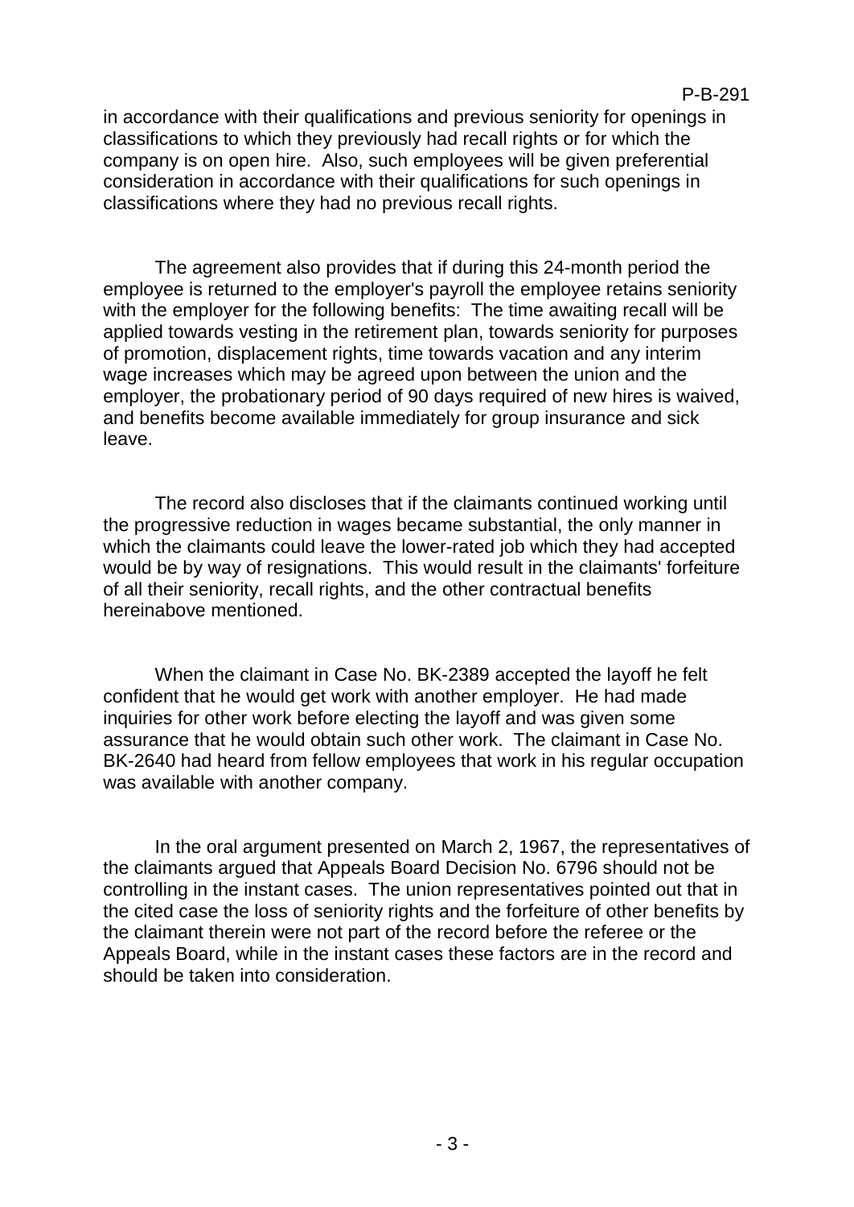in accordance with their qualifications and previous seniority for openings in classifications to which they previously had recall rights or for which the company is on open hire. Also, such employees will be given preferential consideration in accordance with their qualifications for such openings in classifications where they had no previous recall rights.

The agreement also provides that if during this 24-month period the employee is returned to the employer's payroll the employee retains seniority with the employer for the following benefits: The time awaiting recall will be applied towards vesting in the retirement plan, towards seniority for purposes of promotion, displacement rights, time towards vacation and any interim wage increases which may be agreed upon between the union and the employer, the probationary period of 90 days required of new hires is waived, and benefits become available immediately for group insurance and sick leave.

The record also discloses that if the claimants continued working until the progressive reduction in wages became substantial, the only manner in which the claimants could leave the lower-rated job which they had accepted would be by way of resignations. This would result in the claimants' forfeiture of all their seniority, recall rights, and the other contractual benefits hereinabove mentioned.

When the claimant in Case No. BK-2389 accepted the layoff he felt confident that he would get work with another employer. He had made inquiries for other work before electing the layoff and was given some assurance that he would obtain such other work. The claimant in Case No. BK-2640 had heard from fellow employees that work in his regular occupation was available with another company.

In the oral argument presented on March 2, 1967, the representatives of the claimants argued that Appeals Board Decision No. 6796 should not be controlling in the instant cases. The union representatives pointed out that in the cited case the loss of seniority rights and the forfeiture of other benefits by the claimant therein were not part of the record before the referee or the Appeals Board, while in the instant cases these factors are in the record and should be taken into consideration.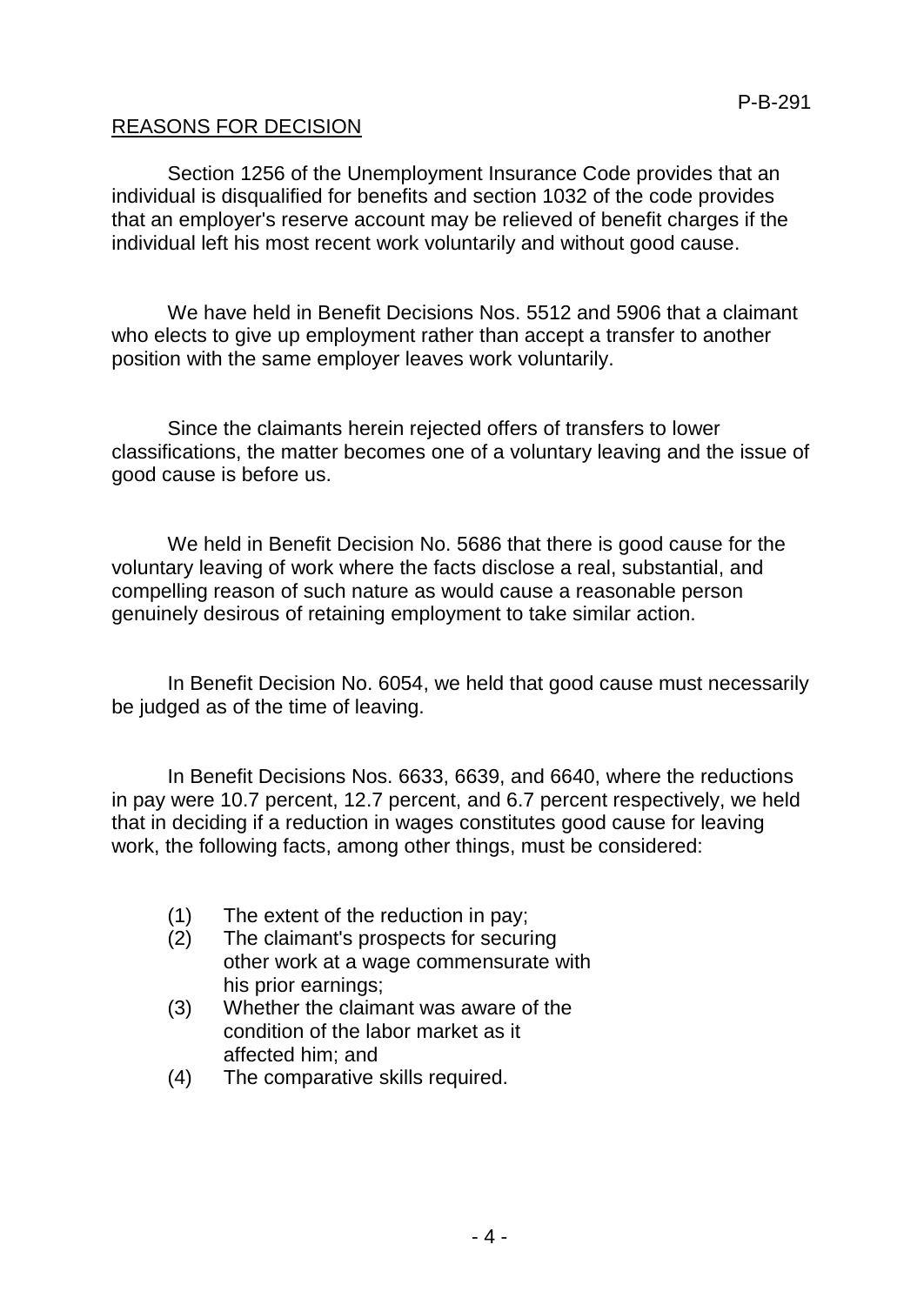## REASONS FOR DECISION

Section 1256 of the Unemployment Insurance Code provides that an individual is disqualified for benefits and section 1032 of the code provides that an employer's reserve account may be relieved of benefit charges if the individual left his most recent work voluntarily and without good cause.

We have held in Benefit Decisions Nos. 5512 and 5906 that a claimant who elects to give up employment rather than accept a transfer to another position with the same employer leaves work voluntarily.

Since the claimants herein rejected offers of transfers to lower classifications, the matter becomes one of a voluntary leaving and the issue of good cause is before us.

We held in Benefit Decision No. 5686 that there is good cause for the voluntary leaving of work where the facts disclose a real, substantial, and compelling reason of such nature as would cause a reasonable person genuinely desirous of retaining employment to take similar action.

In Benefit Decision No. 6054, we held that good cause must necessarily be judged as of the time of leaving.

In Benefit Decisions Nos. 6633, 6639, and 6640, where the reductions in pay were 10.7 percent, 12.7 percent, and 6.7 percent respectively, we held that in deciding if a reduction in wages constitutes good cause for leaving work, the following facts, among other things, must be considered:

(1) The extent of the reduction in pay;
(2) The claimant's prospects for securing other work at a wage commensurate with his prior earnings;
(3) Whether the claimant was aware of the condition of the labor market as it affected him; and
(4) The comparative skills required.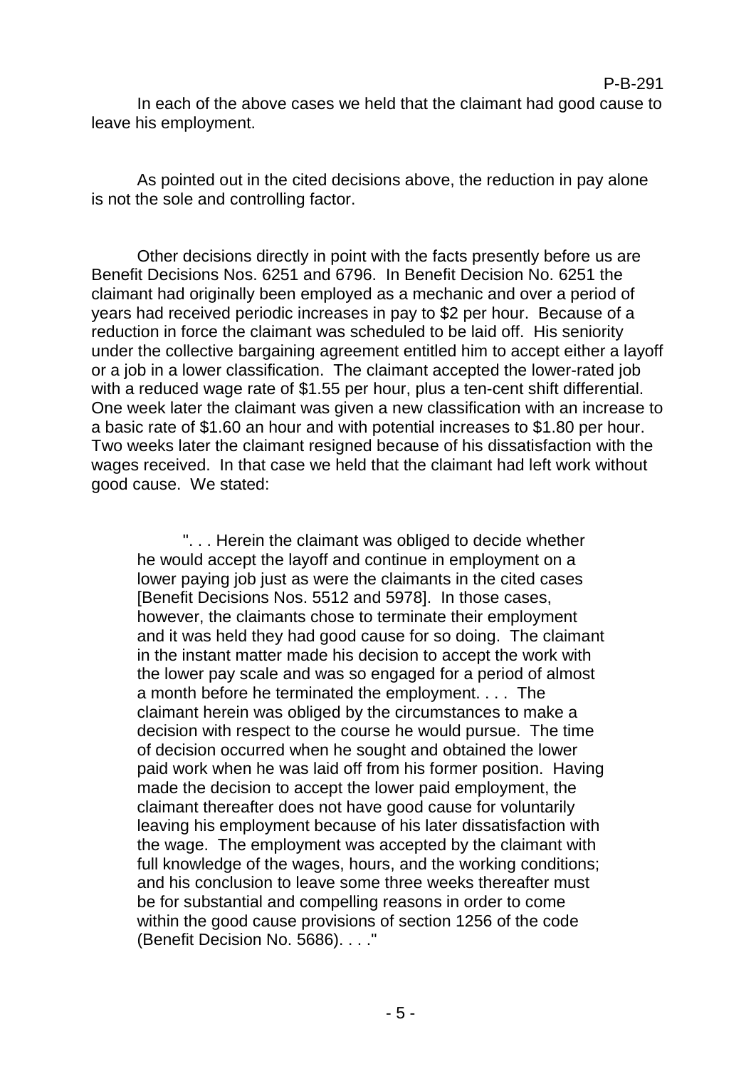In each of the above cases we held that the claimant had good cause to leave his employment.

As pointed out in the cited decisions above, the reduction in pay alone is not the sole and controlling factor.

Other decisions directly in point with the facts presently before us are Benefit Decisions Nos. 6251 and 6796. In Benefit Decision No. 6251 the claimant had originally been employed as a mechanic and over a period of years had received periodic increases in pay to $2 per hour. Because of a reduction in force the claimant was scheduled to be laid off. His seniority under the collective bargaining agreement entitled him to accept either a layoff or a job in a lower classification. The claimant accepted the lower-rated job with a reduced wage rate of $1.55 per hour, plus a ten-cent shift differential. One week later the claimant was given a new classification with an increase to a basic rate of $1.60 an hour and with potential increases to $1.80 per hour. Two weeks later the claimant resigned because of his dissatisfaction with the wages received. In that case we held that the claimant had left work without good cause. We stated:

> ". . . Herein the claimant was obliged to decide whether he would accept the layoff and continue in employment on a lower paying job just as were the claimants in the cited cases [Benefit Decisions Nos. 5512 and 5978]. In those cases, however, the claimants chose to terminate their employment and it was held they had good cause for so doing. The claimant in the instant matter made his decision to accept the work with the lower pay scale and was so engaged for a period of almost a month before he terminated the employment. . . . The claimant herein was obliged by the circumstances to make a decision with respect to the course he would pursue. The time of decision occurred when he sought and obtained the lower paid work when he was laid off from his former position. Having made the decision to accept the lower paid employment, the claimant thereafter does not have good cause for voluntarily leaving his employment because of his later dissatisfaction with the wage. The employment was accepted by the claimant with full knowledge of the wages, hours, and the working conditions; and his conclusion to leave some three weeks thereafter must be for substantial and compelling reasons in order to come within the good cause provisions of section 1256 of the code (Benefit Decision No. 5686). . . ."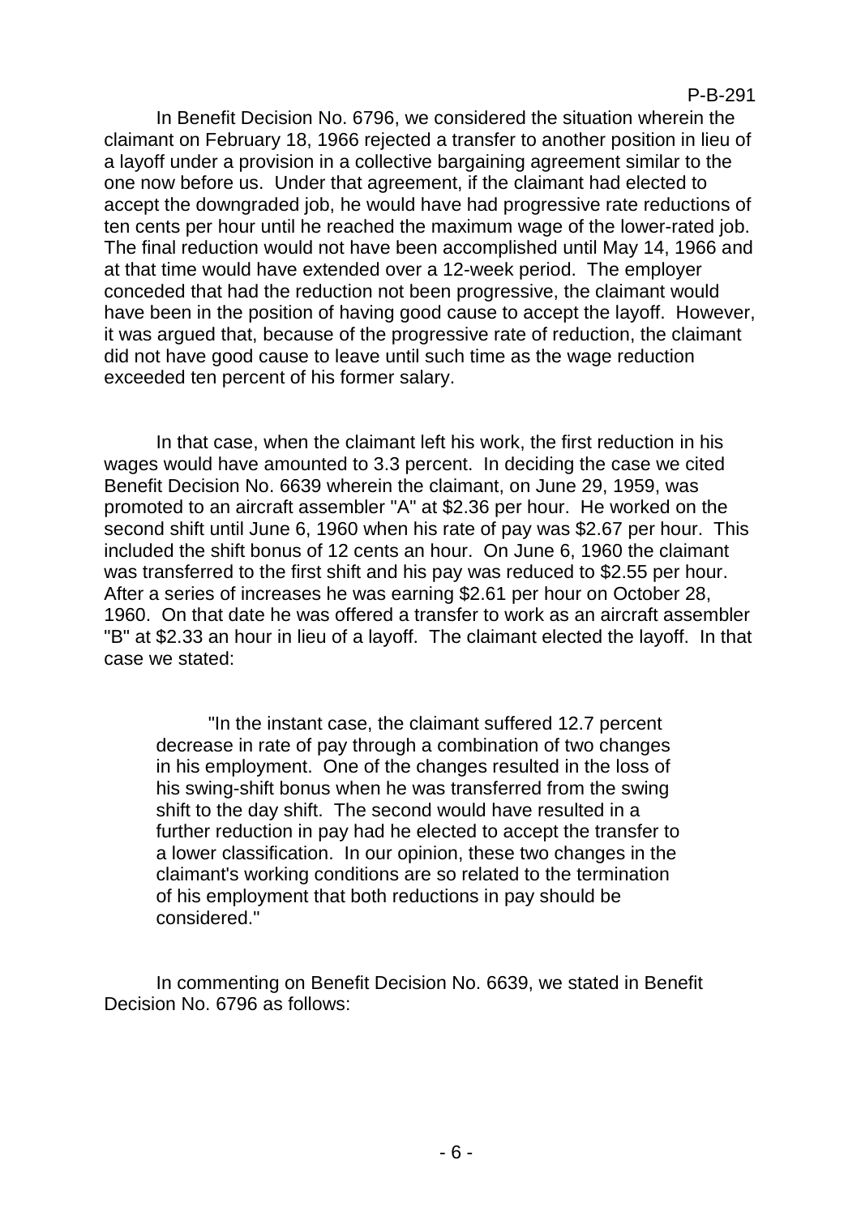In Benefit Decision No. 6796, we considered the situation wherein the claimant on February 18, 1966 rejected a transfer to another position in lieu of a layoff under a provision in a collective bargaining agreement similar to the one now before us. Under that agreement, if the claimant had elected to accept the downgraded job, he would have had progressive rate reductions of ten cents per hour until he reached the maximum wage of the lower-rated job. The final reduction would not have been accomplished until May 14, 1966 and at that time would have extended over a 12-week period. The employer conceded that had the reduction not been progressive, the claimant would have been in the position of having good cause to accept the layoff. However, it was argued that, because of the progressive rate of reduction, the claimant did not have good cause to leave until such time as the wage reduction exceeded ten percent of his former salary.

In that case, when the claimant left his work, the first reduction in his wages would have amounted to 3.3 percent. In deciding the case we cited Benefit Decision No. 6639 wherein the claimant, on June 29, 1959, was promoted to an aircraft assembler "A" at $2.36 per hour. He worked on the second shift until June 6, 1960 when his rate of pay was $2.67 per hour. This included the shift bonus of 12 cents an hour. On June 6, 1960 the claimant was transferred to the first shift and his pay was reduced to $2.55 per hour. After a series of increases he was earning $2.61 per hour on October 28, 1960. On that date he was offered a transfer to work as an aircraft assembler "B" at $2.33 an hour in lieu of a layoff. The claimant elected the layoff. In that case we stated:

> "In the instant case, the claimant suffered 12.7 percent decrease in rate of pay through a combination of two changes in his employment. One of the changes resulted in the loss of his swing-shift bonus when he was transferred from the swing shift to the day shift. The second would have resulted in a further reduction in pay had he elected to accept the transfer to a lower classification. In our opinion, these two changes in the claimant's working conditions are so related to the termination of his employment that both reductions in pay should be considered."

In commenting on Benefit Decision No. 6639, we stated in Benefit Decision No. 6796 as follows: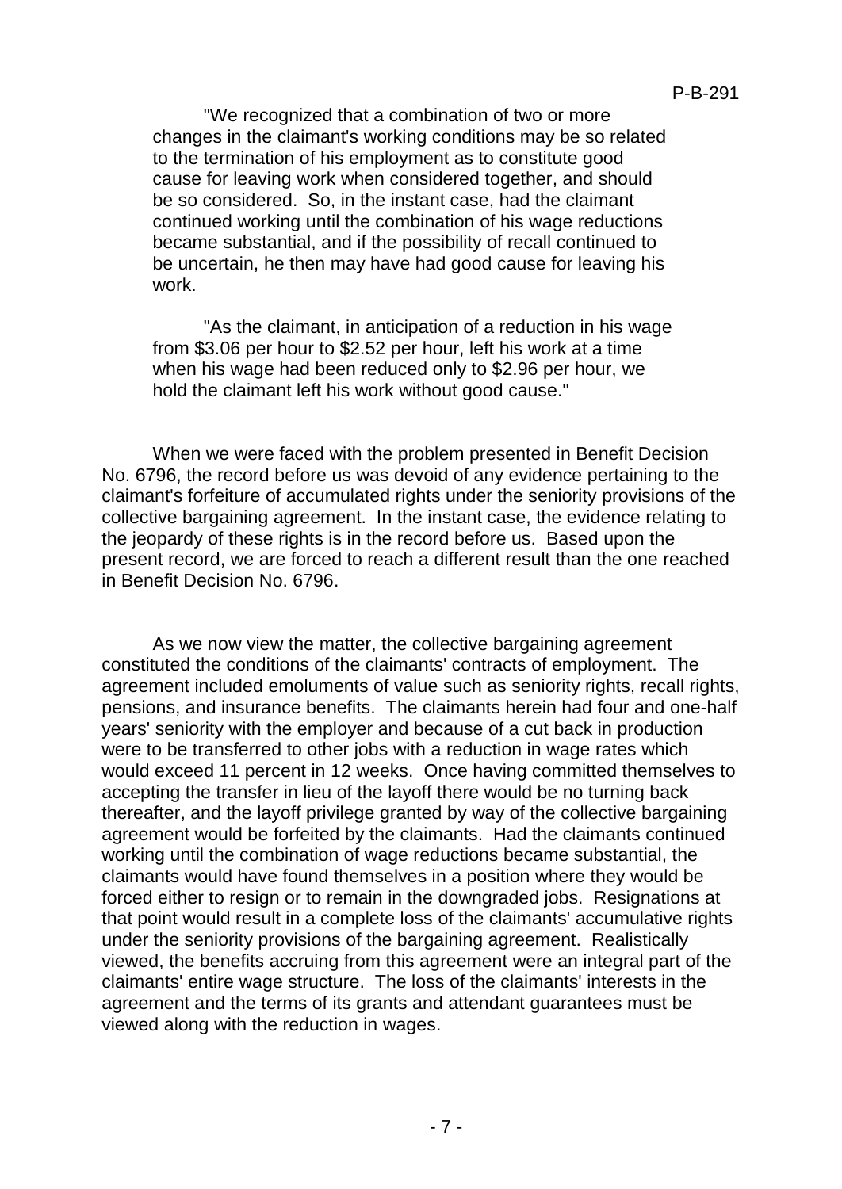> "We recognized that a combination of two or more changes in the claimant's working conditions may be so related to the termination of his employment as to constitute good cause for leaving work when considered together, and should be so considered. So, in the instant case, had the claimant continued working until the combination of his wage reductions became substantial, and if the possibility of recall continued to be uncertain, he then may have had good cause for leaving his work.
>
> "As the claimant, in anticipation of a reduction in his wage from $3.06 per hour to $2.52 per hour, left his work at a time when his wage had been reduced only to $2.96 per hour, we hold the claimant left his work without good cause."

When we were faced with the problem presented in Benefit Decision No. 6796, the record before us was devoid of any evidence pertaining to the claimant's forfeiture of accumulated rights under the seniority provisions of the collective bargaining agreement. In the instant case, the evidence relating to the jeopardy of these rights is in the record before us. Based upon the present record, we are forced to reach a different result than the one reached in Benefit Decision No. 6796.

As we now view the matter, the collective bargaining agreement constituted the conditions of the claimants' contracts of employment. The agreement included emoluments of value such as seniority rights, recall rights, pensions, and insurance benefits. The claimants herein had four and one-half years' seniority with the employer and because of a cut back in production were to be transferred to other jobs with a reduction in wage rates which would exceed 11 percent in 12 weeks. Once having committed themselves to accepting the transfer in lieu of the layoff there would be no turning back thereafter, and the layoff privilege granted by way of the collective bargaining agreement would be forfeited by the claimants. Had the claimants continued working until the combination of wage reductions became substantial, the claimants would have found themselves in a position where they would be forced either to resign or to remain in the downgraded jobs. Resignations at that point would result in a complete loss of the claimants' accumulative rights under the seniority provisions of the bargaining agreement. Realistically viewed, the benefits accruing from this agreement were an integral part of the claimants' entire wage structure. The loss of the claimants' interests in the agreement and the terms of its grants and attendant guarantees must be viewed along with the reduction in wages.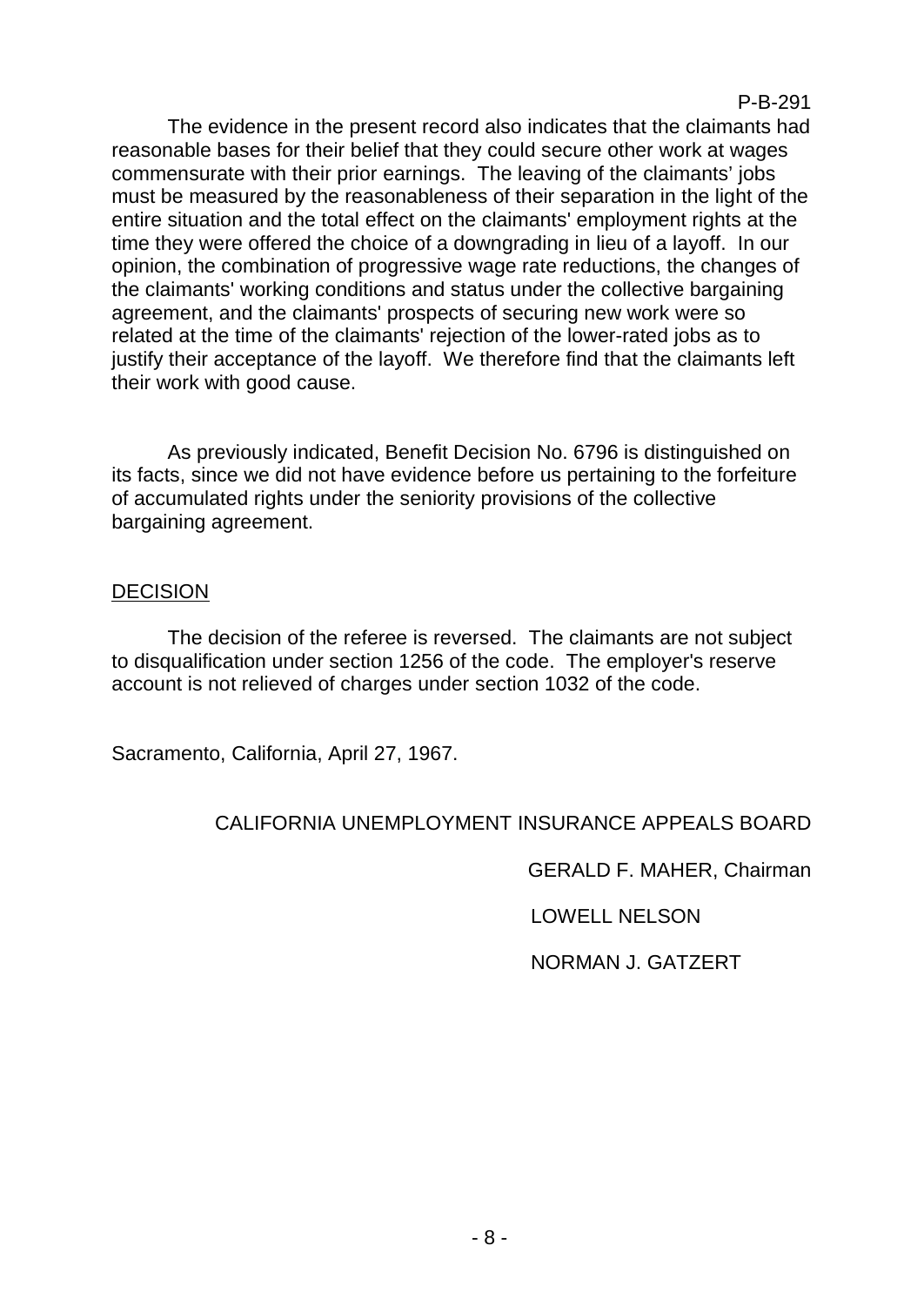The evidence in the present record also indicates that the claimants had reasonable bases for their belief that they could secure other work at wages commensurate with their prior earnings. The leaving of the claimants' jobs must be measured by the reasonableness of their separation in the light of the entire situation and the total effect on the claimants' employment rights at the time they were offered the choice of a downgrading in lieu of a layoff. In our opinion, the combination of progressive wage rate reductions, the changes of the claimants' working conditions and status under the collective bargaining agreement, and the claimants' prospects of securing new work were so related at the time of the claimants' rejection of the lower-rated jobs as to justify their acceptance of the layoff. We therefore find that the claimants left their work with good cause.

As previously indicated, Benefit Decision No. 6796 is distinguished on its facts, since we did not have evidence before us pertaining to the forfeiture of accumulated rights under the seniority provisions of the collective bargaining agreement.

## DECISION

The decision of the referee is reversed. The claimants are not subject to disqualification under section 1256 of the code. The employer's reserve account is not relieved of charges under section 1032 of the code.

Sacramento, California, April 27, 1967.

CALIFORNIA UNEMPLOYMENT INSURANCE APPEALS BOARD

GERALD F. MAHER, Chairman

LOWELL NELSON

NORMAN J. GATZERT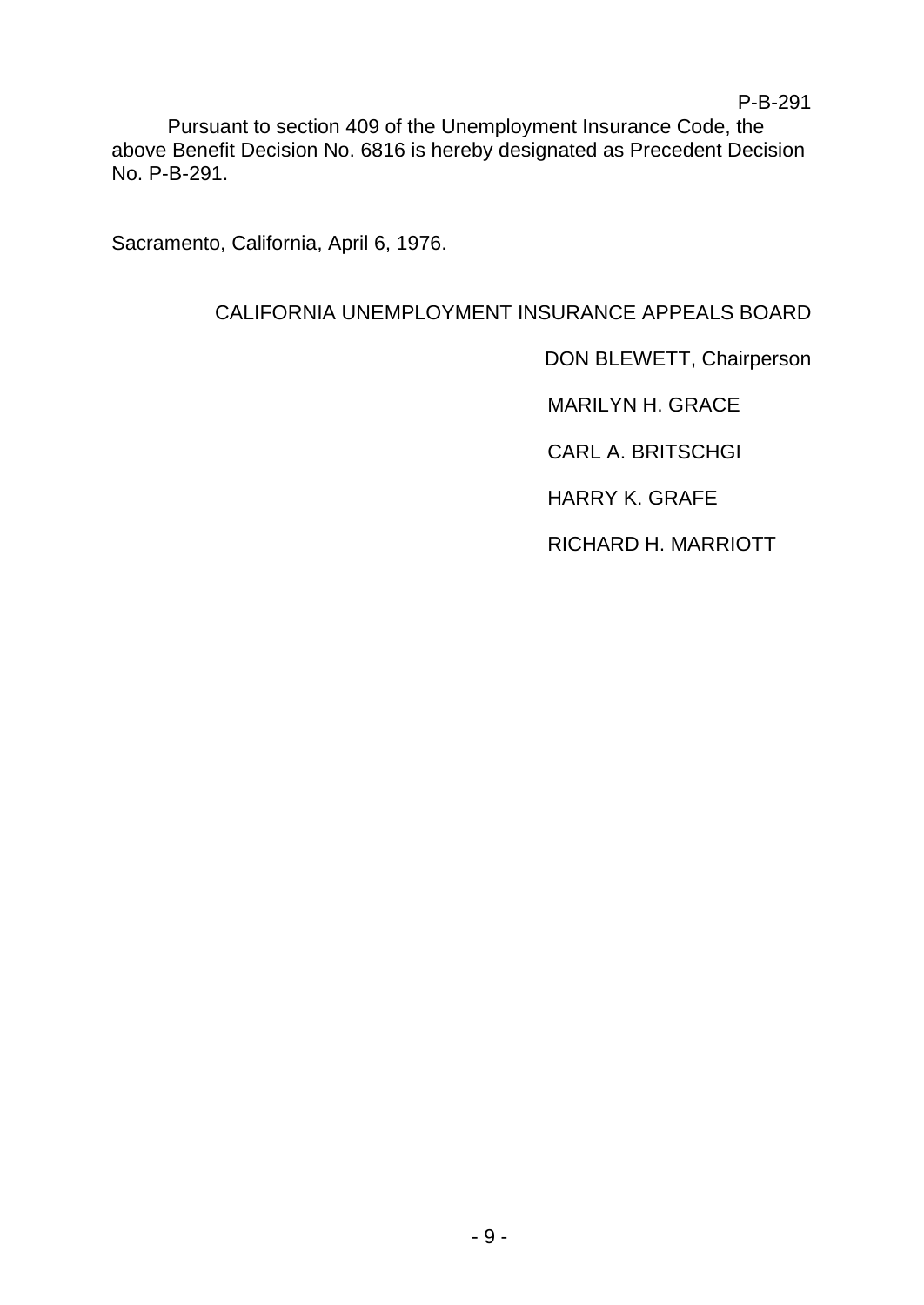Pursuant to section 409 of the Unemployment Insurance Code, the above Benefit Decision No. 6816 is hereby designated as Precedent Decision No. P-B-291.

Sacramento, California, April 6, 1976.

CALIFORNIA UNEMPLOYMENT INSURANCE APPEALS BOARD

DON BLEWETT, Chairperson

MARILYN H. GRACE

CARL A. BRITSCHGI

HARRY K. GRAFE

RICHARD H. MARRIOTT